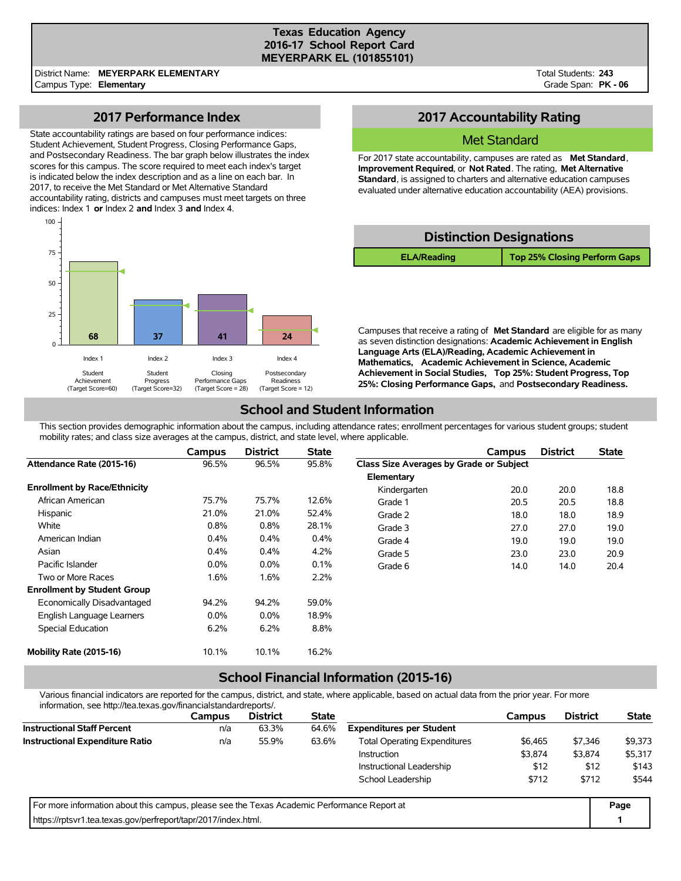# Texas Education Agency
## 2016-17 School Report Card
## MEYERPARK EL (101855101)

District Name: **MEYERPARK ELEMENTARY**
Campus Type: **Elementary**

Total Students: **243**
Grade Span: **PK - 06**

## 2017 Performance Index

State accountability ratings are based on four performance indices: Student Achievement, Student Progress, Closing Performance Gaps, and Postsecondary Readiness. The bar graph below illustrates the index scores for this campus. The score required to meet each index's target is indicated below the index description and as a line on each bar. In 2017, to receive the Met Standard or Met Alternative Standard accountability rating, districts and campuses must meet targets on three indices: Index 1 **or** Index 2 **and** Index 3 **and** Index 4.

| Index | Description | Score | Target Score |
|---|---|---|---|
| Index 1 | Student Achievement | 68 | 60 |
| Index 2 | Student Progress | 37 | 32 |
| Index 3 | Closing Performance Gaps | 41 | 28 |
| Index 4 | Postsecondary Readiness | 24 | 12 |

## 2017 Accountability Rating

### Met Standard

For 2017 state accountability, campuses are rated as **Met Standard**, **Improvement Required**, or **Not Rated**. The rating, **Met Alternative Standard**, is assigned to charters and alternative education campuses evaluated under alternative education accountability (AEA) provisions.

## Distinction Designations

| ELA/Reading | Top 25% Closing Perform Gaps |
|---|---|

Campuses that receive a rating of **Met Standard** are eligible for as many as seven distinction designations: **Academic Achievement in English Language Arts (ELA)/Reading, Academic Achievement in Mathematics, Academic Achievement in Science, Academic Achievement in Social Studies, Top 25%: Student Progress, Top 25%: Closing Performance Gaps,** and **Postsecondary Readiness.**

## School and Student Information

This section provides demographic information about the campus, including attendance rates; enrollment percentages for various student groups; student mobility rates; and class size averages at the campus, district, and state level, where applicable.

| | Campus | District | State |
|---|---|---|---|
| **Attendance Rate (2015-16)** | 96.5% | 96.5% | 95.8% |
| **Enrollment by Race/Ethnicity** | | | |
| African American | 75.7% | 75.7% | 12.6% |
| Hispanic | 21.0% | 21.0% | 52.4% |
| White | 0.8% | 0.8% | 28.1% |
| American Indian | 0.4% | 0.4% | 0.4% |
| Asian | 0.4% | 0.4% | 4.2% |
| Pacific Islander | 0.0% | 0.0% | 0.1% |
| Two or More Races | 1.6% | 1.6% | 2.2% |
| **Enrollment by Student Group** | | | |
| Economically Disadvantaged | 94.2% | 94.2% | 59.0% |
| English Language Learners | 0.0% | 0.0% | 18.9% |
| Special Education | 6.2% | 6.2% | 8.8% |
| **Mobility Rate (2015-16)** | 10.1% | 10.1% | 16.2% |

| | Campus | District | State |
|---|---|---|---|
| **Class Size Averages by Grade or Subject** | | | |
| **Elementary** | | | |
| Kindergarten | 20.0 | 20.0 | 18.8 |
| Grade 1 | 20.5 | 20.5 | 18.8 |
| Grade 2 | 18.0 | 18.0 | 18.9 |
| Grade 3 | 27.0 | 27.0 | 19.0 |
| Grade 4 | 19.0 | 19.0 | 19.0 |
| Grade 5 | 23.0 | 23.0 | 20.9 |
| Grade 6 | 14.0 | 14.0 | 20.4 |

## School Financial Information (2015-16)

Various financial indicators are reported for the campus, district, and state, where applicable, based on actual data from the prior year. For more information, see http://tea.texas.gov/financialstandardreports/.

| | Campus | District | State |
|---|---|---|---|
| **Instructional Staff Percent** | n/a | 63.3% | 64.6% |
| **Instructional Expenditure Ratio** | n/a | 55.9% | 63.6% |

| | Campus | District | State |
|---|---|---|---|
| **Expenditures per Student** | | | |
| Total Operating Expenditures | $6,465 | $7,346 | $9,373 |
| Instruction | $3,874 | $3,874 | $5,317 |
| Instructional Leadership | $12 | $12 | $143 |
| School Leadership | $712 | $712 | $544 |

For more information about this campus, please see the Texas Academic Performance Report at https://rptsvr1.tea.texas.gov/perfreport/tapr/2017/index.html.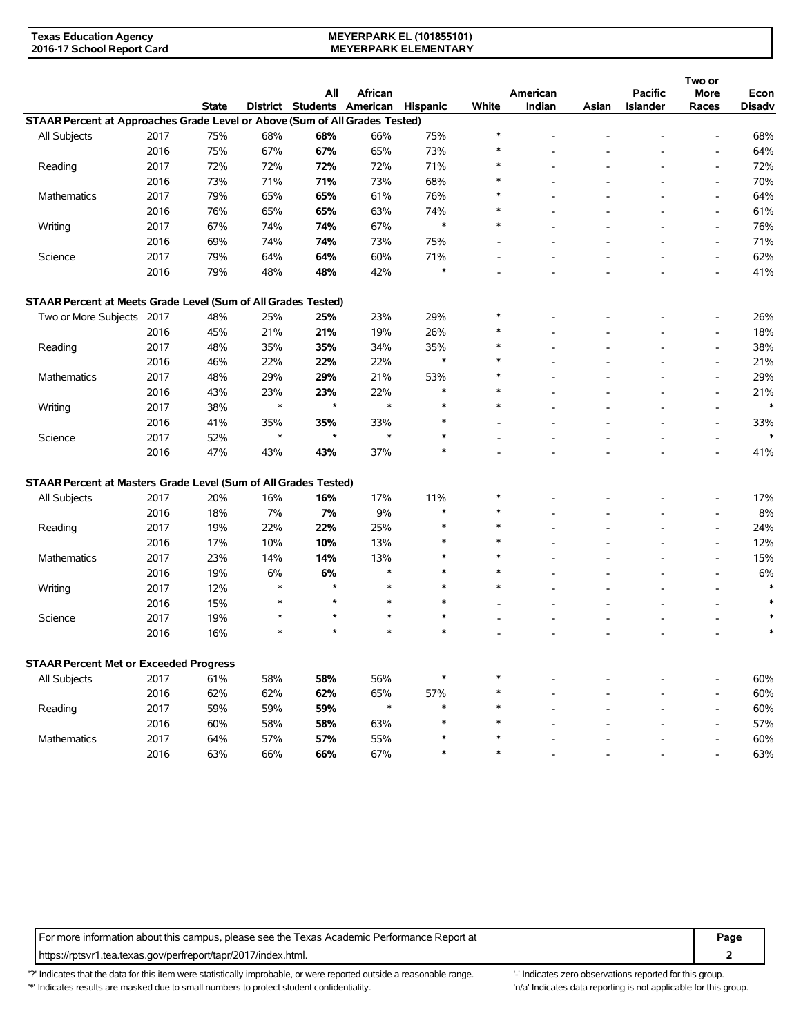| | | State | District | All Students | African American | Hispanic | White | American Indian | Asian | Pacific Islander | Two or More Races | Econ Disadv |
|---|---|---|---|---|---|---|---|---|---|---|---|---|
| **STAAR Percent at Approaches Grade Level or Above (Sum of All Grades Tested)** | | | | | | | | | | | | |
| All Subjects | 2017 | 75% | 68% | **68%** | 66% | 75% | * | - | - | - | - | 68% |
| | 2016 | 75% | 67% | **67%** | 65% | 73% | * | - | - | - | - | 64% |
| Reading | 2017 | 72% | 72% | **72%** | 72% | 71% | * | - | - | - | - | 72% |
| | 2016 | 73% | 71% | **71%** | 73% | 68% | * | - | - | - | - | 70% |
| Mathematics | 2017 | 79% | 65% | **65%** | 61% | 76% | * | - | - | - | - | 64% |
| | 2016 | 76% | 65% | **65%** | 63% | 74% | * | - | - | - | - | 61% |
| Writing | 2017 | 67% | 74% | **74%** | 67% | * | * | - | - | - | - | 76% |
| | 2016 | 69% | 74% | **74%** | 73% | 75% | - | - | - | - | - | 71% |
| Science | 2017 | 79% | 64% | **64%** | 60% | 71% | - | - | - | - | - | 62% |
| | 2016 | 79% | 48% | **48%** | 42% | * | - | - | - | - | - | 41% |
| **STAAR Percent at Meets Grade Level (Sum of All Grades Tested)** | | | | | | | | | | | | |
| Two or More Subjects | 2017 | 48% | 25% | **25%** | 23% | 29% | * | - | - | - | - | 26% |
| | 2016 | 45% | 21% | **21%** | 19% | 26% | * | - | - | - | - | 18% |
| Reading | 2017 | 48% | 35% | **35%** | 34% | 35% | * | - | - | - | - | 38% |
| | 2016 | 46% | 22% | **22%** | 22% | * | * | - | - | - | - | 21% |
| Mathematics | 2017 | 48% | 29% | **29%** | 21% | 53% | * | - | - | - | - | 29% |
| | 2016 | 43% | 23% | **23%** | 22% | * | * | - | - | - | - | 21% |
| Writing | 2017 | 38% | * | * | * | * | * | - | - | - | - | * |
| | 2016 | 41% | 35% | **35%** | 33% | * | - | - | - | - | - | 33% |
| Science | 2017 | 52% | * | * | * | * | - | - | - | - | - | * |
| | 2016 | 47% | 43% | **43%** | 37% | * | - | - | - | - | - | 41% |
| **STAAR Percent at Masters Grade Level (Sum of All Grades Tested)** | | | | | | | | | | | | |
| All Subjects | 2017 | 20% | 16% | **16%** | 17% | 11% | * | - | - | - | - | 17% |
| | 2016 | 18% | 7% | **7%** | 9% | * | * | - | - | - | - | 8% |
| Reading | 2017 | 19% | 22% | **22%** | 25% | * | * | - | - | - | - | 24% |
| | 2016 | 17% | 10% | **10%** | 13% | * | * | - | - | - | - | 12% |
| Mathematics | 2017 | 23% | 14% | **14%** | 13% | * | * | - | - | - | - | 15% |
| | 2016 | 19% | 6% | **6%** | * | * | * | - | - | - | - | 6% |
| Writing | 2017 | 12% | * | * | * | * | * | - | - | - | - | * |
| | 2016 | 15% | * | * | * | * | - | - | - | - | - | * |
| Science | 2017 | 19% | * | * | * | * | - | - | - | - | - | * |
| | 2016 | 16% | * | * | * | * | - | - | - | - | - | * |
| **STAAR Percent Met or Exceeded Progress** | | | | | | | | | | | | |
| All Subjects | 2017 | 61% | 58% | **58%** | 56% | * | * | - | - | - | - | 60% |
| | 2016 | 62% | 62% | **62%** | 65% | 57% | * | - | - | - | - | 60% |
| Reading | 2017 | 59% | 59% | **59%** | * | * | * | - | - | - | - | 60% |
| | 2016 | 60% | 58% | **58%** | 63% | * | * | - | - | - | - | 57% |
| Mathematics | 2017 | 64% | 57% | **57%** | 55% | * | * | - | - | - | - | 60% |
| | 2016 | 63% | 66% | **66%** | 67% | * | * | - | - | - | - | 63% |

For more information about this campus, please see the Texas Academic Performance Report at https://rptsvr1.tea.texas.gov/perfreport/tapr/2017/index.html.

'?' Indicates that the data for this item were statistically improbable, or were reported outside a reasonable range.
'*' Indicates results are masked due to small numbers to protect student confidentiality.
'-' Indicates zero observations reported for this group.
'n/a' Indicates data reporting is not applicable for this group.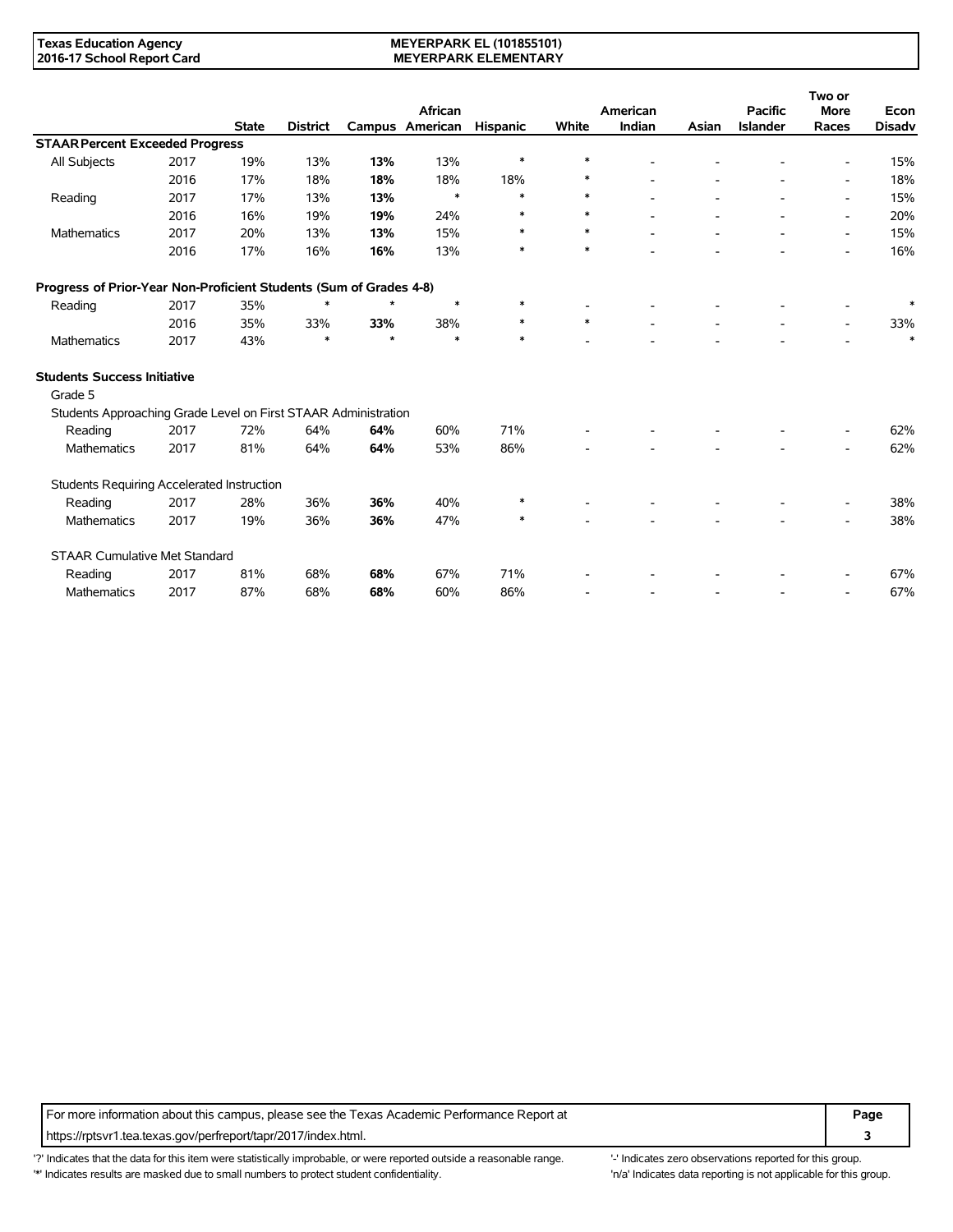| | | State | District | Campus | African American | Hispanic | White | American Indian | Asian | Pacific Islander | Two or More Races | Econ Disadv |
|---|---|---|---|---|---|---|---|---|---|---|---|---|
| **STAAR Percent Exceeded Progress** | | | | | | | | | | | | |
| All Subjects | 2017 | 19% | 13% | **13%** | 13% | * | * | - | - | - | - | 15% |
| | 2016 | 17% | 18% | **18%** | 18% | 18% | * | - | - | - | - | 18% |
| Reading | 2017 | 17% | 13% | **13%** | * | * | * | - | - | - | - | 15% |
| | 2016 | 16% | 19% | **19%** | 24% | * | * | - | - | - | - | 20% |
| Mathematics | 2017 | 20% | 13% | **13%** | 15% | * | * | - | - | - | - | 15% |
| | 2016 | 17% | 16% | **16%** | 13% | * | * | - | - | - | - | 16% |
| **Progress of Prior-Year Non-Proficient Students (Sum of Grades 4-8)** | | | | | | | | | | | | |
| Reading | 2017 | 35% | * | * | * | * | - | - | - | - | - | * |
| | 2016 | 35% | 33% | **33%** | 38% | * | * | - | - | - | - | 33% |
| Mathematics | 2017 | 43% | * | * | * | * | - | - | - | - | - | * |
| **Students Success Initiative** | | | | | | | | | | | | |
| Grade 5 | | | | | | | | | | | | |
| Students Approaching Grade Level on First STAAR Administration | | | | | | | | | | | | |
| Reading | 2017 | 72% | 64% | **64%** | 60% | 71% | - | - | - | - | - | 62% |
| Mathematics | 2017 | 81% | 64% | **64%** | 53% | 86% | - | - | - | - | - | 62% |
| Students Requiring Accelerated Instruction | | | | | | | | | | | | |
| Reading | 2017 | 28% | 36% | **36%** | 40% | * | - | - | - | - | - | 38% |
| Mathematics | 2017 | 19% | 36% | **36%** | 47% | * | - | - | - | - | - | 38% |
| STAAR Cumulative Met Standard | | | | | | | | | | | | |
| Reading | 2017 | 81% | 68% | **68%** | 67% | 71% | - | - | - | - | - | 67% |
| Mathematics | 2017 | 87% | 68% | **68%** | 60% | 86% | - | - | - | - | - | 67% |

For more information about this campus, please see the Texas Academic Performance Report at https://rptsvr1.tea.texas.gov/perfreport/tapr/2017/index.html.

'?' Indicates that the data for this item were statistically improbable, or were reported outside a reasonable range.
'*' Indicates results are masked due to small numbers to protect student confidentiality.
'-' Indicates zero observations reported for this group.
'n/a' Indicates data reporting is not applicable for this group.